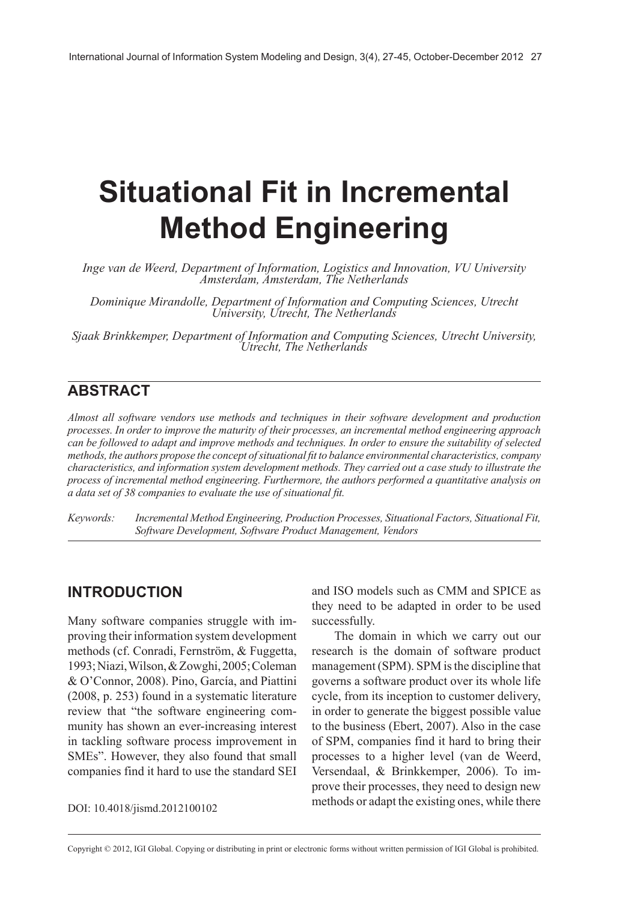# Situational Fit in Incremental Method Engineering

*Inge van de Weerd, Department of Information, Logistics and Innovation, VU University Amsterdam, Amsterdam, The Netherlands*

*Dominique Mirandolle, Department of Information and Computing Sciences, Utrecht University, Utrecht, The Netherlands*

*Sjaak Brinkkemper, Department of Information and Computing Sciences, Utrecht University, Utrecht, The Netherlands*

## ABSTRACT

*Almost all software vendors use methods and techniques in their software development and production processes. In order to improve the maturity of their processes, an incremental method engineering approach can be followed to adapt and improve methods and techniques. In order to ensure the suitability of selected methods, the authors propose the concept of situational fit to balance environmental characteristics, company characteristics, and information system development methods. They carried out a case study to illustrate the process of incremental method engineering. Furthermore, the authors performed a quantitative analysis on a data set of 38 companies to evaluate the use of situational fit.*

*Keywords:* *Incremental Method Engineering, Production Processes, Situational Factors, Situational Fit, Software Development, Software Product Management, Vendors*

## INTRODUCTION

Many software companies struggle with improving their information system development methods (cf. Conradi, Fernström, & Fuggetta, 1993; Niazi, Wilson, & Zowghi, 2005; Coleman & O'Connor, 2008). Pino, García, and Piattini (2008, p. 253) found in a systematic literature review that "the software engineering community has shown an ever-increasing interest in tackling software process improvement in SMEs". However, they also found that small companies find it hard to use the standard SEI and ISO models such as CMM and SPICE as they need to be adapted in order to be used successfully.

The domain in which we carry out our research is the domain of software product management (SPM). SPM is the discipline that governs a software product over its whole life cycle, from its inception to customer delivery, in order to generate the biggest possible value to the business (Ebert, 2007). Also in the case of SPM, companies find it hard to bring their processes to a higher level (van de Weerd, Versendaal, & Brinkkemper, 2006). To improve their processes, they need to design new methods or adapt the existing ones, while there

DOI: 10.4018/jismd.2012100102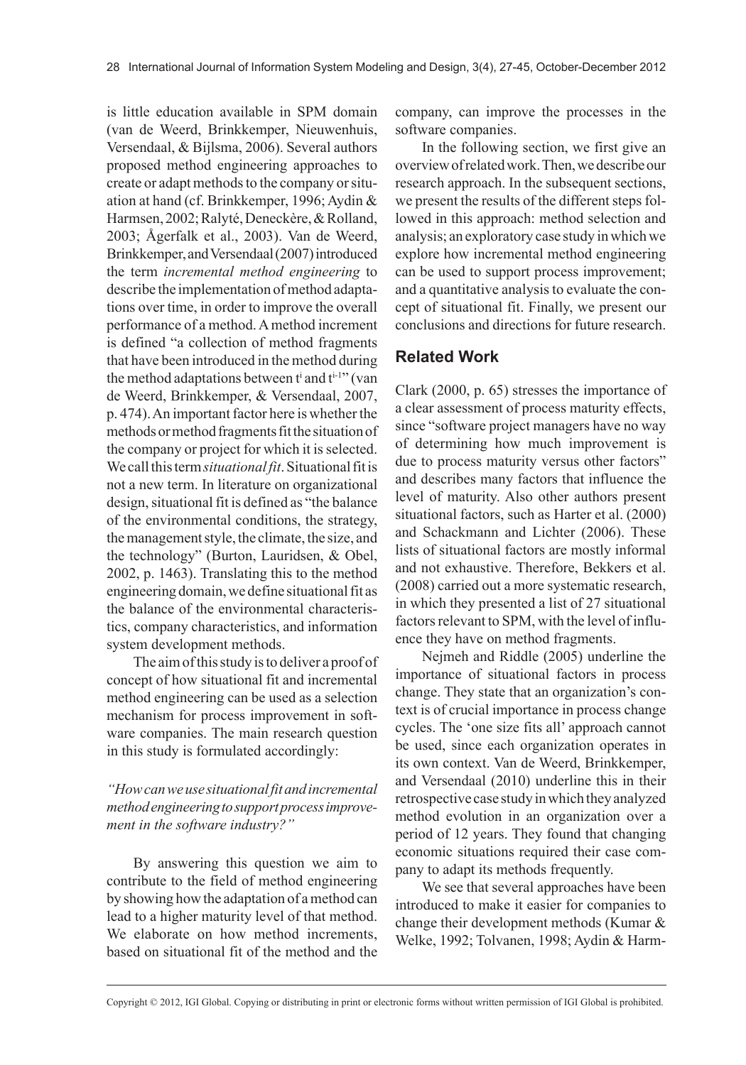is little education available in SPM domain (van de Weerd, Brinkkemper, Nieuwenhuis, Versendaal, & Bijlsma, 2006). Several authors proposed method engineering approaches to create or adapt methods to the company or situation at hand (cf. Brinkkemper, 1996; Aydin & Harmsen, 2002; Ralyté, Deneckère, & Rolland, 2003; Ågerfalk et al., 2003). Van de Weerd, Brinkkemper, and Versendaal (2007) introduced the term *incremental method engineering* to describe the implementation of method adaptations over time, in order to improve the overall performance of a method. A method increment is defined "a collection of method fragments that have been introduced in the method during the method adaptations between $t^i$ and $t^{i-1}$" (van de Weerd, Brinkkemper, & Versendaal, 2007, p. 474). An important factor here is whether the methods or method fragments fit the situation of the company or project for which it is selected. We call this term *situational fit*. Situational fit is not a new term. In literature on organizational design, situational fit is defined as "the balance of the environmental conditions, the strategy, the management style, the climate, the size, and the technology" (Burton, Lauridsen, & Obel, 2002, p. 1463). Translating this to the method engineering domain, we define situational fit as the balance of the environmental characteristics, company characteristics, and information system development methods.

The aim of this study is to deliver a proof of concept of how situational fit and incremental method engineering can be used as a selection mechanism for process improvement in software companies. The main research question in this study is formulated accordingly:

*"How can we use situational fit and incremental method engineering to support process improvement in the software industry?"*

By answering this question we aim to contribute to the field of method engineering by showing how the adaptation of a method can lead to a higher maturity level of that method. We elaborate on how method increments, based on situational fit of the method and the company, can improve the processes in the software companies.

In the following section, we first give an overview of related work. Then, we describe our research approach. In the subsequent sections, we present the results of the different steps followed in this approach: method selection and analysis; an exploratory case study in which we explore how incremental method engineering can be used to support process improvement; and a quantitative analysis to evaluate the concept of situational fit. Finally, we present our conclusions and directions for future research.

## Related Work

Clark (2000, p. 65) stresses the importance of a clear assessment of process maturity effects, since "software project managers have no way of determining how much improvement is due to process maturity versus other factors" and describes many factors that influence the level of maturity. Also other authors present situational factors, such as Harter et al. (2000) and Schackmann and Lichter (2006). These lists of situational factors are mostly informal and not exhaustive. Therefore, Bekkers et al. (2008) carried out a more systematic research, in which they presented a list of 27 situational factors relevant to SPM, with the level of influence they have on method fragments.

Nejmeh and Riddle (2005) underline the importance of situational factors in process change. They state that an organization's context is of crucial importance in process change cycles. The 'one size fits all' approach cannot be used, since each organization operates in its own context. Van de Weerd, Brinkkemper, and Versendaal (2010) underline this in their retrospective case study in which they analyzed method evolution in an organization over a period of 12 years. They found that changing economic situations required their case company to adapt its methods frequently.

We see that several approaches have been introduced to make it easier for companies to change their development methods (Kumar & Welke, 1992; Tolvanen, 1998; Aydin & Harm-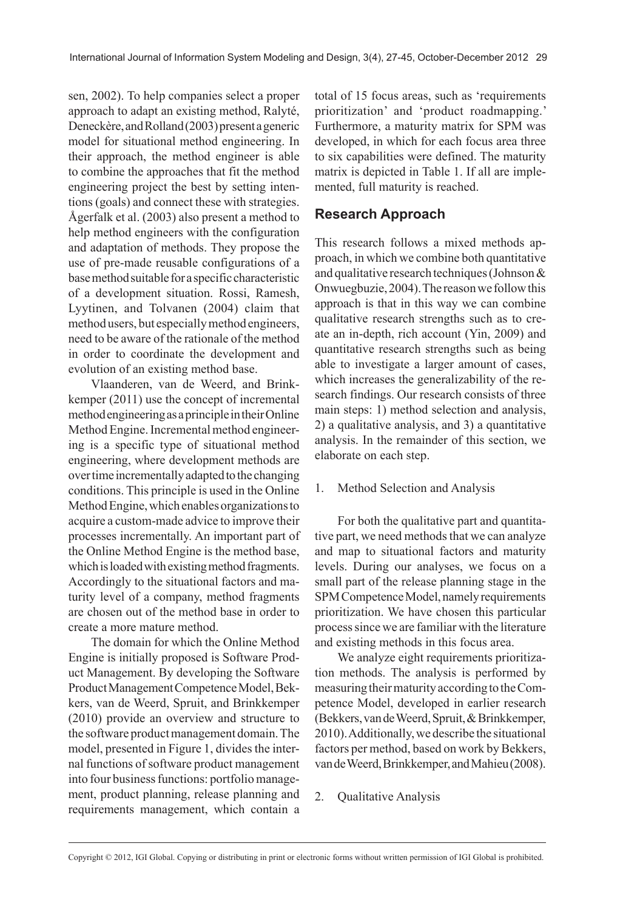sen, 2002). To help companies select a proper approach to adapt an existing method, Ralyté, Deneckère, and Rolland (2003) present a generic model for situational method engineering. In their approach, the method engineer is able to combine the approaches that fit the method engineering project the best by setting intentions (goals) and connect these with strategies. Ågerfalk et al. (2003) also present a method to help method engineers with the configuration and adaptation of methods. They propose the use of pre-made reusable configurations of a base method suitable for a specific characteristic of a development situation. Rossi, Ramesh, Lyytinen, and Tolvanen (2004) claim that method users, but especially method engineers, need to be aware of the rationale of the method in order to coordinate the development and evolution of an existing method base.

Vlaanderen, van de Weerd, and Brinkkemper (2011) use the concept of incremental method engineering as a principle in their Online Method Engine. Incremental method engineering is a specific type of situational method engineering, where development methods are over time incrementally adapted to the changing conditions. This principle is used in the Online Method Engine, which enables organizations to acquire a custom-made advice to improve their processes incrementally. An important part of the Online Method Engine is the method base, which is loaded with existing method fragments. Accordingly to the situational factors and maturity level of a company, method fragments are chosen out of the method base in order to create a more mature method.

The domain for which the Online Method Engine is initially proposed is Software Product Management. By developing the Software Product Management Competence Model, Bekkers, van de Weerd, Spruit, and Brinkkemper (2010) provide an overview and structure to the software product management domain. The model, presented in Figure 1, divides the internal functions of software product management into four business functions: portfolio management, product planning, release planning and requirements management, which contain a total of 15 focus areas, such as 'requirements prioritization' and 'product roadmapping.' Furthermore, a maturity matrix for SPM was developed, in which for each focus area three to six capabilities were defined. The maturity matrix is depicted in Table 1. If all are implemented, full maturity is reached.

## Research Approach

This research follows a mixed methods approach, in which we combine both quantitative and qualitative research techniques (Johnson & Onwuegbuzie, 2004). The reason we follow this approach is that in this way we can combine qualitative research strengths such as to create an in-depth, rich account (Yin, 2009) and quantitative research strengths such as being able to investigate a larger amount of cases, which increases the generalizability of the research findings. Our research consists of three main steps: 1) method selection and analysis, 2) a qualitative analysis, and 3) a quantitative analysis. In the remainder of this section, we elaborate on each step.

1. Method Selection and Analysis

For both the qualitative part and quantitative part, we need methods that we can analyze and map to situational factors and maturity levels. During our analyses, we focus on a small part of the release planning stage in the SPM Competence Model, namely requirements prioritization. We have chosen this particular process since we are familiar with the literature and existing methods in this focus area.

We analyze eight requirements prioritization methods. The analysis is performed by measuring their maturity according to the Competence Model, developed in earlier research (Bekkers, van de Weerd, Spruit, & Brinkkemper, 2010). Additionally, we describe the situational factors per method, based on work by Bekkers, van de Weerd, Brinkkemper, and Mahieu (2008).

2. Qualitative Analysis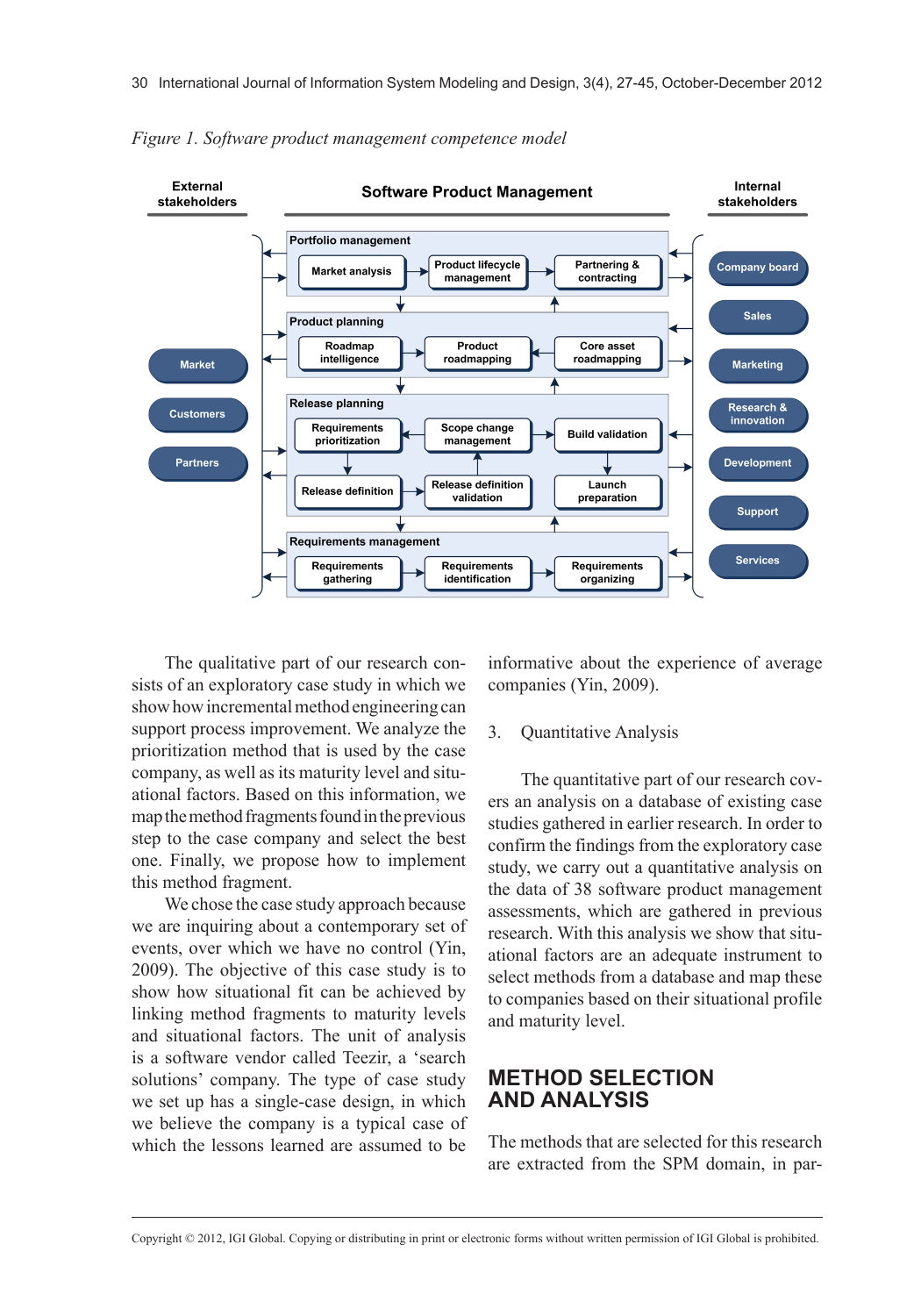*Figure 1. Software product management competence model*

The qualitative part of our research consists of an exploratory case study in which we show how incremental method engineering can support process improvement. We analyze the prioritization method that is used by the case company, as well as its maturity level and situational factors. Based on this information, we map the method fragments found in the previous step to the case company and select the best one. Finally, we propose how to implement this method fragment.

We chose the case study approach because we are inquiring about a contemporary set of events, over which we have no control (Yin, 2009). The objective of this case study is to show how situational fit can be achieved by linking method fragments to maturity levels and situational factors. The unit of analysis is a software vendor called Teezir, a 'search solutions' company. The type of case study we set up has a single-case design, in which we believe the company is a typical case of which the lessons learned are assumed to be informative about the experience of average companies (Yin, 2009).

3. Quantitative Analysis

The quantitative part of our research covers an analysis on a database of existing case studies gathered in earlier research. In order to confirm the findings from the exploratory case study, we carry out a quantitative analysis on the data of 38 software product management assessments, which are gathered in previous research. With this analysis we show that situational factors are an adequate instrument to select methods from a database and map these to companies based on their situational profile and maturity level.

# METHOD SELECTION AND ANALYSIS

The methods that are selected for this research are extracted from the SPM domain, in par-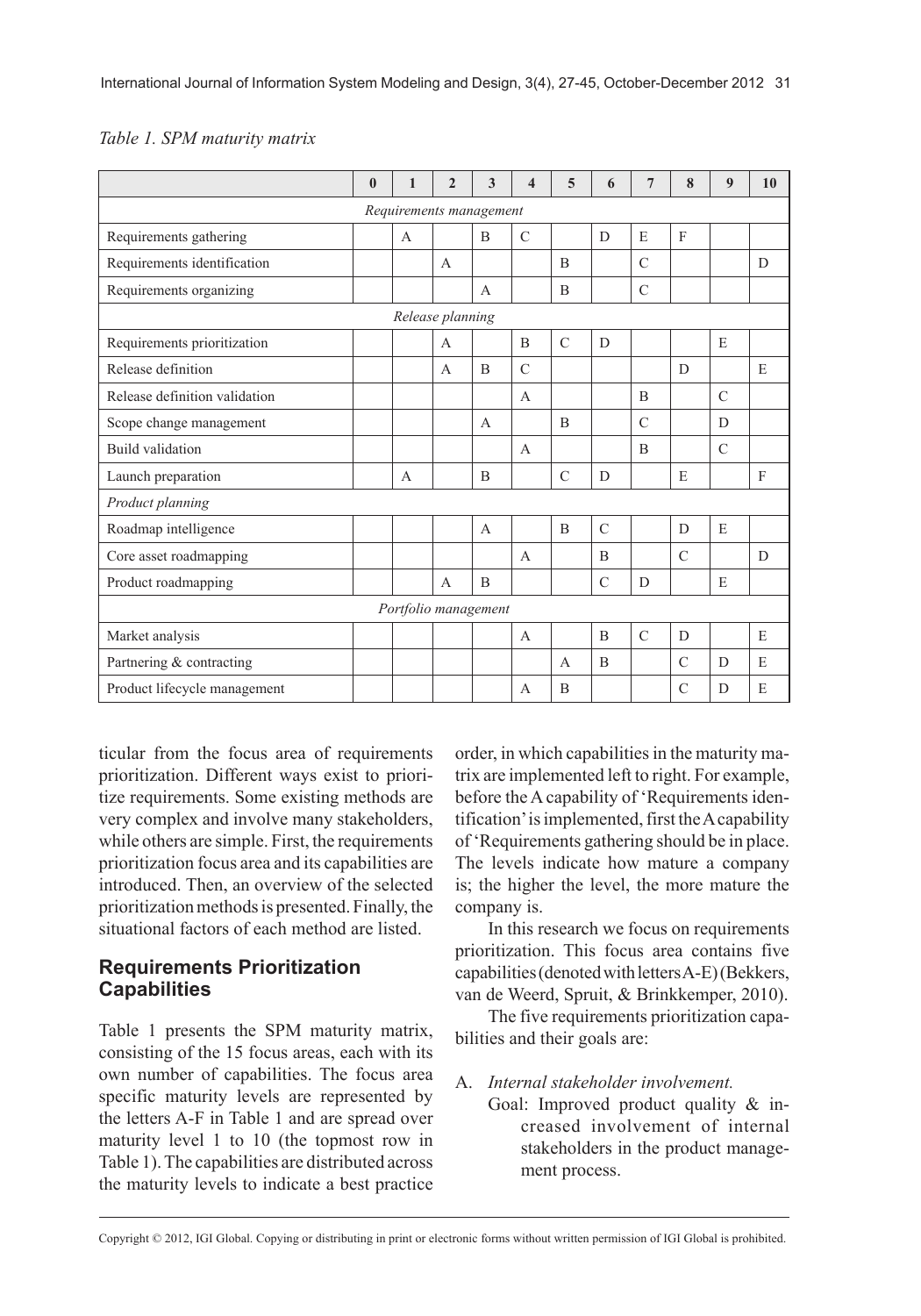*Table 1. SPM maturity matrix*

| | 0 | 1 | 2 | 3 | 4 | 5 | 6 | 7 | 8 | 9 | 10 |
|---|---|---|---|---|---|---|---|---|---|---|---|
| *Requirements management* | | | | | | | | | | | |
| Requirements gathering | | A | | B | C | | D | E | F | | |
| Requirements identification | | | A | | | B | | C | | | D |
| Requirements organizing | | | | A | | B | | C | | | |
| *Release planning* | | | | | | | | | | | |
| Requirements prioritization | | | A | | B | C | D | | | E | |
| Release definition | | | A | B | C | | | | D | | E |
| Release definition validation | | | | | A | | | B | | C | |
| Scope change management | | | | A | | B | | C | | D | |
| Build validation | | | | | A | | | B | | C | |
| Launch preparation | | A | | B | | C | D | | E | | F |
| *Product planning* | | | | | | | | | | | |
| Roadmap intelligence | | | | A | | B | C | | D | E | |
| Core asset roadmapping | | | | | A | | B | | C | | D |
| Product roadmapping | | | A | B | | | C | D | | E | |
| *Portfolio management* | | | | | | | | | | | |
| Market analysis | | | | | A | | B | C | D | | E |
| Partnering & contracting | | | | | | A | B | | C | D | E |
| Product lifecycle management | | | | | A | B | | | C | D | E |

ticular from the focus area of requirements prioritization. Different ways exist to prioritize requirements. Some existing methods are very complex and involve many stakeholders, while others are simple. First, the requirements prioritization focus area and its capabilities are introduced. Then, an overview of the selected prioritization methods is presented. Finally, the situational factors of each method are listed.

## Requirements Prioritization Capabilities

Table 1 presents the SPM maturity matrix, consisting of the 15 focus areas, each with its own number of capabilities. The focus area specific maturity levels are represented by the letters A-F in Table 1 and are spread over maturity level 1 to 10 (the topmost row in Table 1). The capabilities are distributed across the maturity levels to indicate a best practice order, in which capabilities in the maturity matrix are implemented left to right. For example, before the A capability of 'Requirements identification' is implemented, first the A capability of 'Requirements gathering should be in place. The levels indicate how mature a company is; the higher the level, the more mature the company is.

In this research we focus on requirements prioritization. This focus area contains five capabilities (denoted with letters A-E) (Bekkers, van de Weerd, Spruit, & Brinkkemper, 2010).

The five requirements prioritization capabilities and their goals are:

A. *Internal stakeholder involvement.*
 Goal: Improved product quality & increased involvement of internal stakeholders in the product management process.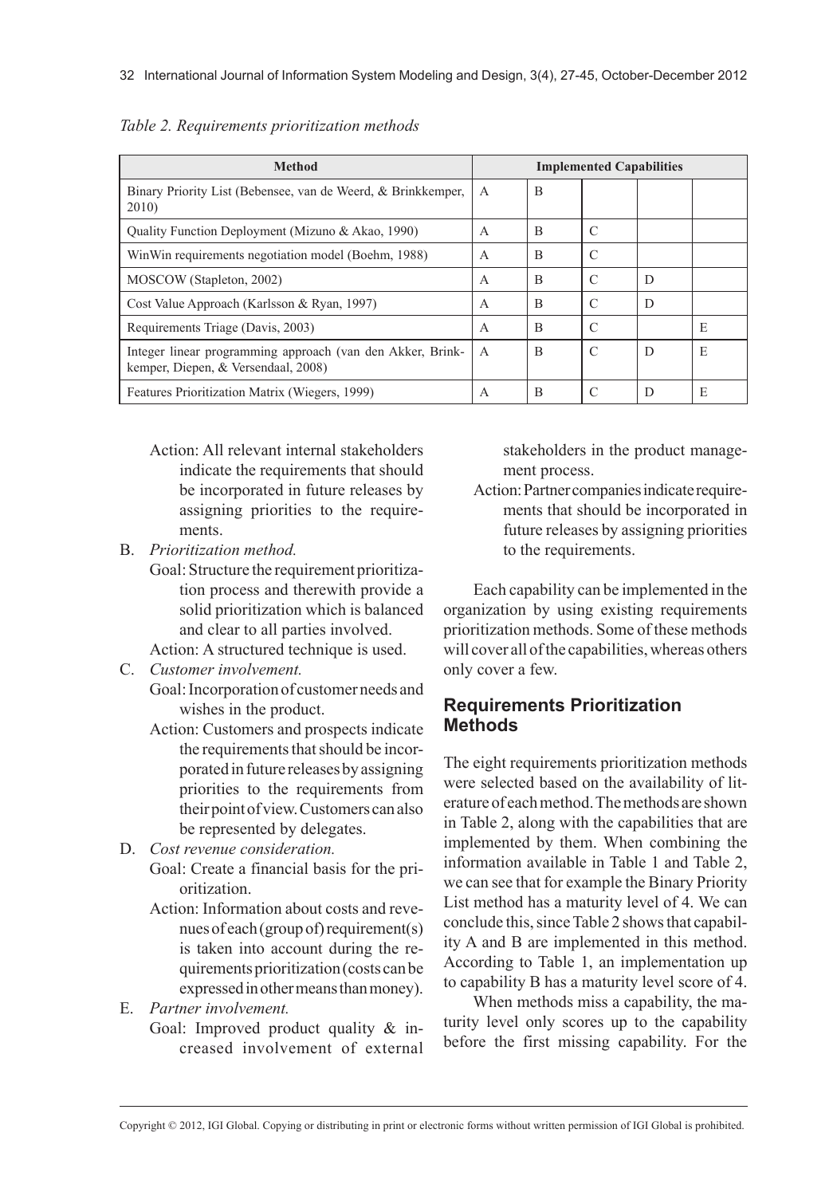*Table 2. Requirements prioritization methods*

| Method | Implemented Capabilities | | | | |
|---|---|---|---|---|---|
| Binary Priority List (Bebensee, van de Weerd, & Brinkkemper, 2010) | A | B | | | |
| Quality Function Deployment (Mizuno & Akao, 1990) | A | B | C | | |
| WinWin requirements negotiation model (Boehm, 1988) | A | B | C | | |
| MOSCOW (Stapleton, 2002) | A | B | C | D | |
| Cost Value Approach (Karlsson & Ryan, 1997) | A | B | C | D | |
| Requirements Triage (Davis, 2003) | A | B | C | | E |
| Integer linear programming approach (van den Akker, Brinkkemper, Diepen, & Versendaal, 2008) | A | B | C | D | E |
| Features Prioritization Matrix (Wiegers, 1999) | A | B | C | D | E |

Action: All relevant internal stakeholders indicate the requirements that should be incorporated in future releases by assigning priorities to the requirements.

B. *Prioritization method.*
   Goal: Structure the requirement prioritization process and therewith provide a solid prioritization which is balanced and clear to all parties involved.
   Action: A structured technique is used.
C. *Customer involvement.*
   Goal: Incorporation of customer needs and wishes in the product.
   Action: Customers and prospects indicate the requirements that should be incorporated in future releases by assigning priorities to the requirements from their point of view. Customers can also be represented by delegates.
D. *Cost revenue consideration.*
   Goal: Create a financial basis for the prioritization.
   Action: Information about costs and revenues of each (group of) requirement(s) is taken into account during the requirements prioritization (costs can be expressed in other means than money).
E. *Partner involvement.*
   Goal: Improved product quality & increased involvement of external stakeholders in the product management process.
   Action: Partner companies indicate requirements that should be incorporated in future releases by assigning priorities to the requirements.

Each capability can be implemented in the organization by using existing requirements prioritization methods. Some of these methods will cover all of the capabilities, whereas others only cover a few.

## Requirements Prioritization Methods

The eight requirements prioritization methods were selected based on the availability of literature of each method. The methods are shown in Table 2, along with the capabilities that are implemented by them. When combining the information available in Table 1 and Table 2, we can see that for example the Binary Priority List method has a maturity level of 4. We can conclude this, since Table 2 shows that capability A and B are implemented in this method. According to Table 1, an implementation up to capability B has a maturity level score of 4.

When methods miss a capability, the maturity level only scores up to the capability before the first missing capability. For the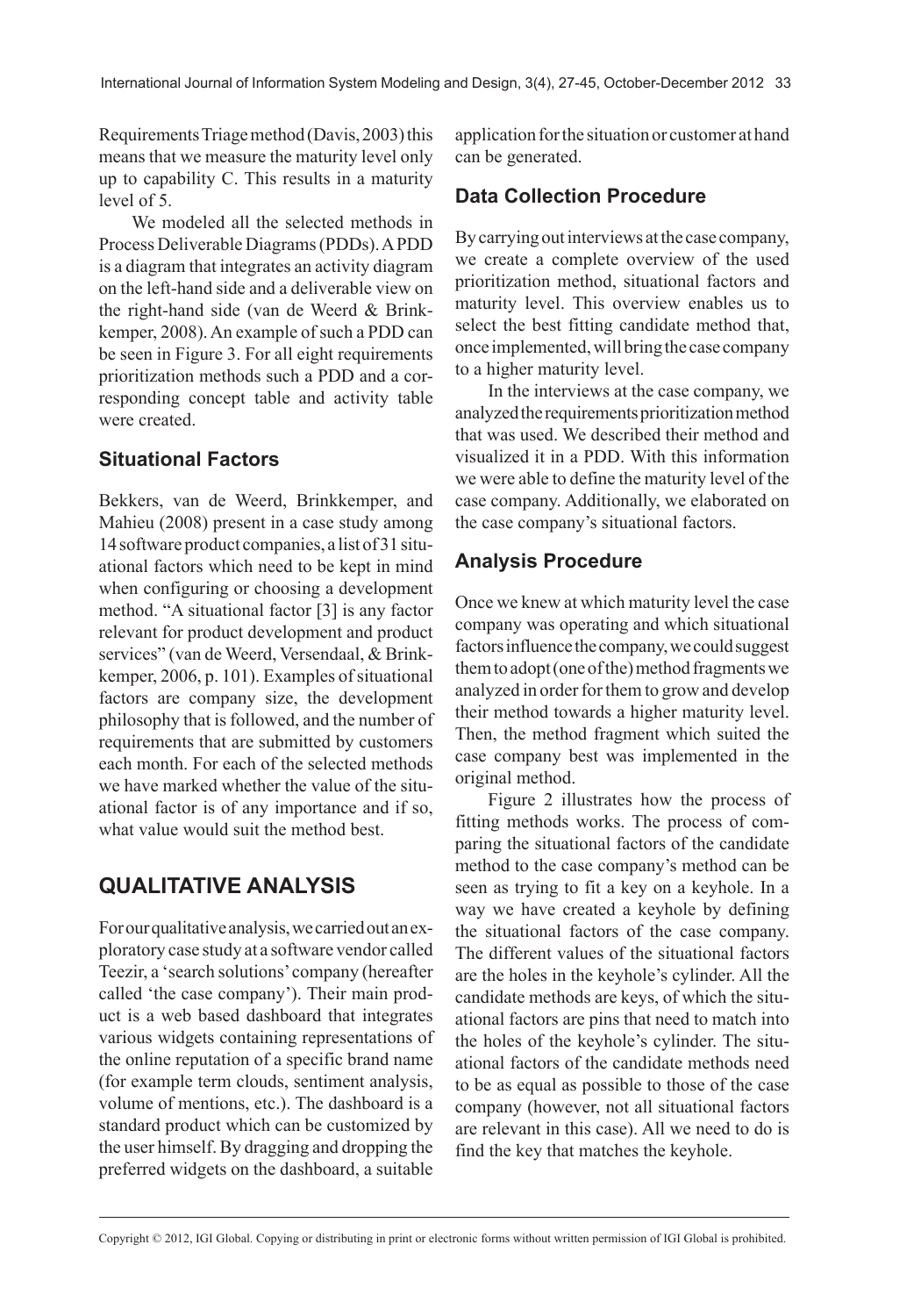Requirements Triage method (Davis, 2003) this means that we measure the maturity level only up to capability C. This results in a maturity level of 5.

We modeled all the selected methods in Process Deliverable Diagrams (PDDs). A PDD is a diagram that integrates an activity diagram on the left-hand side and a deliverable view on the right-hand side (van de Weerd & Brinkkemper, 2008). An example of such a PDD can be seen in Figure 3. For all eight requirements prioritization methods such a PDD and a corresponding concept table and activity table were created.

### Situational Factors

Bekkers, van de Weerd, Brinkkemper, and Mahieu (2008) present in a case study among 14 software product companies, a list of 31 situational factors which need to be kept in mind when configuring or choosing a development method. "A situational factor [3] is any factor relevant for product development and product services" (van de Weerd, Versendaal, & Brinkkemper, 2006, p. 101). Examples of situational factors are company size, the development philosophy that is followed, and the number of requirements that are submitted by customers each month. For each of the selected methods we have marked whether the value of the situational factor is of any importance and if so, what value would suit the method best.

## QUALITATIVE ANALYSIS

For our qualitative analysis, we carried out an exploratory case study at a software vendor called Teezir, a 'search solutions' company (hereafter called 'the case company'). Their main product is a web based dashboard that integrates various widgets containing representations of the online reputation of a specific brand name (for example term clouds, sentiment analysis, volume of mentions, etc.). The dashboard is a standard product which can be customized by the user himself. By dragging and dropping the preferred widgets on the dashboard, a suitable application for the situation or customer at hand can be generated.

### Data Collection Procedure

By carrying out interviews at the case company, we create a complete overview of the used prioritization method, situational factors and maturity level. This overview enables us to select the best fitting candidate method that, once implemented, will bring the case company to a higher maturity level.

In the interviews at the case company, we analyzed the requirements prioritization method that was used. We described their method and visualized it in a PDD. With this information we were able to define the maturity level of the case company. Additionally, we elaborated on the case company's situational factors.

### Analysis Procedure

Once we knew at which maturity level the case company was operating and which situational factors influence the company, we could suggest them to adopt (one of the) method fragments we analyzed in order for them to grow and develop their method towards a higher maturity level. Then, the method fragment which suited the case company best was implemented in the original method.

Figure 2 illustrates how the process of fitting methods works. The process of comparing the situational factors of the candidate method to the case company's method can be seen as trying to fit a key on a keyhole. In a way we have created a keyhole by defining the situational factors of the case company. The different values of the situational factors are the holes in the keyhole's cylinder. All the candidate methods are keys, of which the situational factors are pins that need to match into the holes of the keyhole's cylinder. The situational factors of the candidate methods need to be as equal as possible to those of the case company (however, not all situational factors are relevant in this case). All we need to do is find the key that matches the keyhole.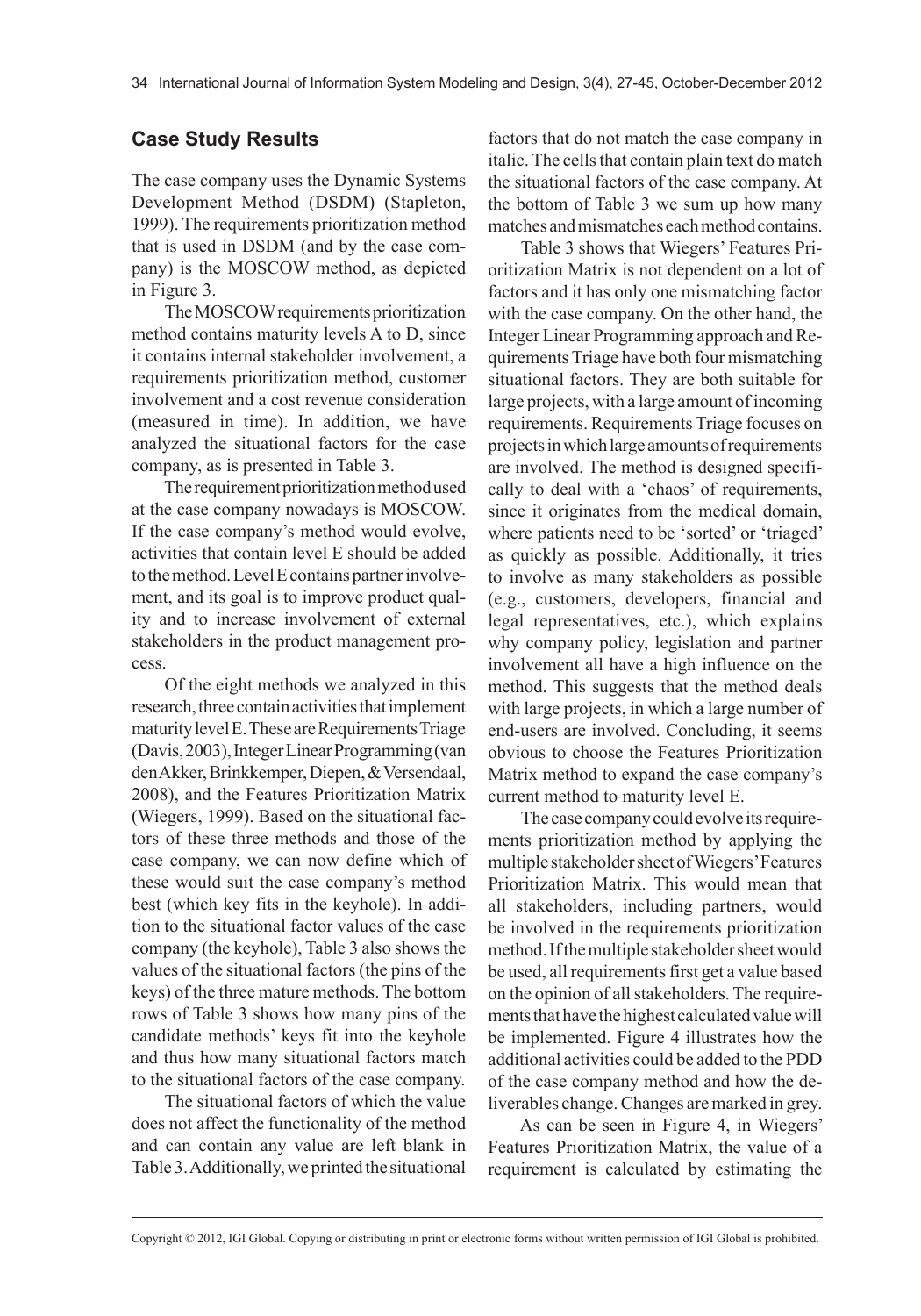## Case Study Results

The case company uses the Dynamic Systems Development Method (DSDM) (Stapleton, 1999). The requirements prioritization method that is used in DSDM (and by the case company) is the MOSCOW method, as depicted in Figure 3.

The MOSCOW requirements prioritization method contains maturity levels A to D, since it contains internal stakeholder involvement, a requirements prioritization method, customer involvement and a cost revenue consideration (measured in time). In addition, we have analyzed the situational factors for the case company, as is presented in Table 3.

The requirement prioritization method used at the case company nowadays is MOSCOW. If the case company's method would evolve, activities that contain level E should be added to the method. Level E contains partner involvement, and its goal is to improve product quality and to increase involvement of external stakeholders in the product management process.

Of the eight methods we analyzed in this research, three contain activities that implement maturity level E. These are Requirements Triage (Davis, 2003), Integer Linear Programming (van den Akker, Brinkkemper, Diepen, & Versendaal, 2008), and the Features Prioritization Matrix (Wiegers, 1999). Based on the situational factors of these three methods and those of the case company, we can now define which of these would suit the case company's method best (which key fits in the keyhole). In addition to the situational factor values of the case company (the keyhole), Table 3 also shows the values of the situational factors (the pins of the keys) of the three mature methods. The bottom rows of Table 3 shows how many pins of the candidate methods' keys fit into the keyhole and thus how many situational factors match to the situational factors of the case company.

The situational factors of which the value does not affect the functionality of the method and can contain any value are left blank in Table 3. Additionally, we printed the situational factors that do not match the case company in italic. The cells that contain plain text do match the situational factors of the case company. At the bottom of Table 3 we sum up how many matches and mismatches each method contains.

Table 3 shows that Wiegers' Features Prioritization Matrix is not dependent on a lot of factors and it has only one mismatching factor with the case company. On the other hand, the Integer Linear Programming approach and Requirements Triage have both four mismatching situational factors. They are both suitable for large projects, with a large amount of incoming requirements. Requirements Triage focuses on projects in which large amounts of requirements are involved. The method is designed specifically to deal with a 'chaos' of requirements, since it originates from the medical domain, where patients need to be 'sorted' or 'triaged' as quickly as possible. Additionally, it tries to involve as many stakeholders as possible (e.g., customers, developers, financial and legal representatives, etc.), which explains why company policy, legislation and partner involvement all have a high influence on the method. This suggests that the method deals with large projects, in which a large number of end-users are involved. Concluding, it seems obvious to choose the Features Prioritization Matrix method to expand the case company's current method to maturity level E.

The case company could evolve its requirements prioritization method by applying the multiple stakeholder sheet of Wiegers' Features Prioritization Matrix. This would mean that all stakeholders, including partners, would be involved in the requirements prioritization method. If the multiple stakeholder sheet would be used, all requirements first get a value based on the opinion of all stakeholders. The requirements that have the highest calculated value will be implemented. Figure 4 illustrates how the additional activities could be added to the PDD of the case company method and how the deliverables change. Changes are marked in grey.

As can be seen in Figure 4, in Wiegers' Features Prioritization Matrix, the value of a requirement is calculated by estimating the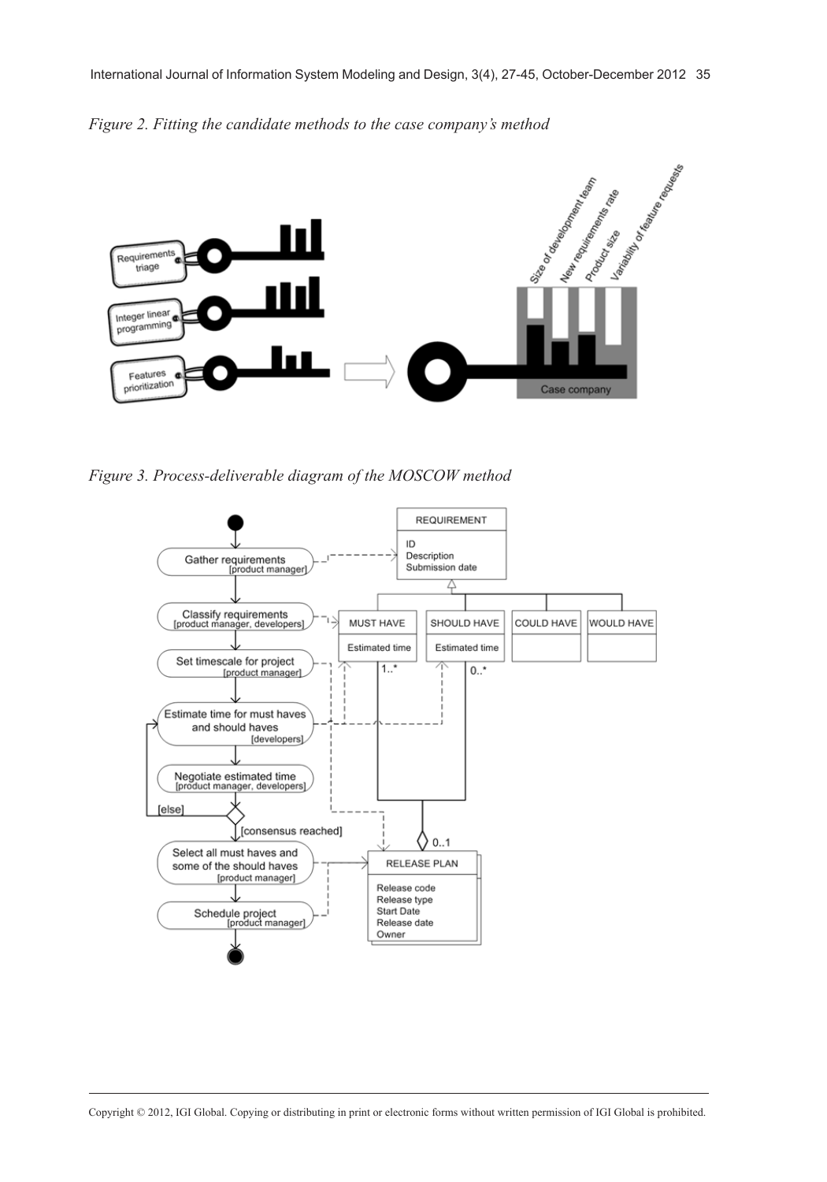*Figure 2. Fitting the candidate methods to the case company's method*

*Figure 3. Process-deliverable diagram of the MOSCOW method*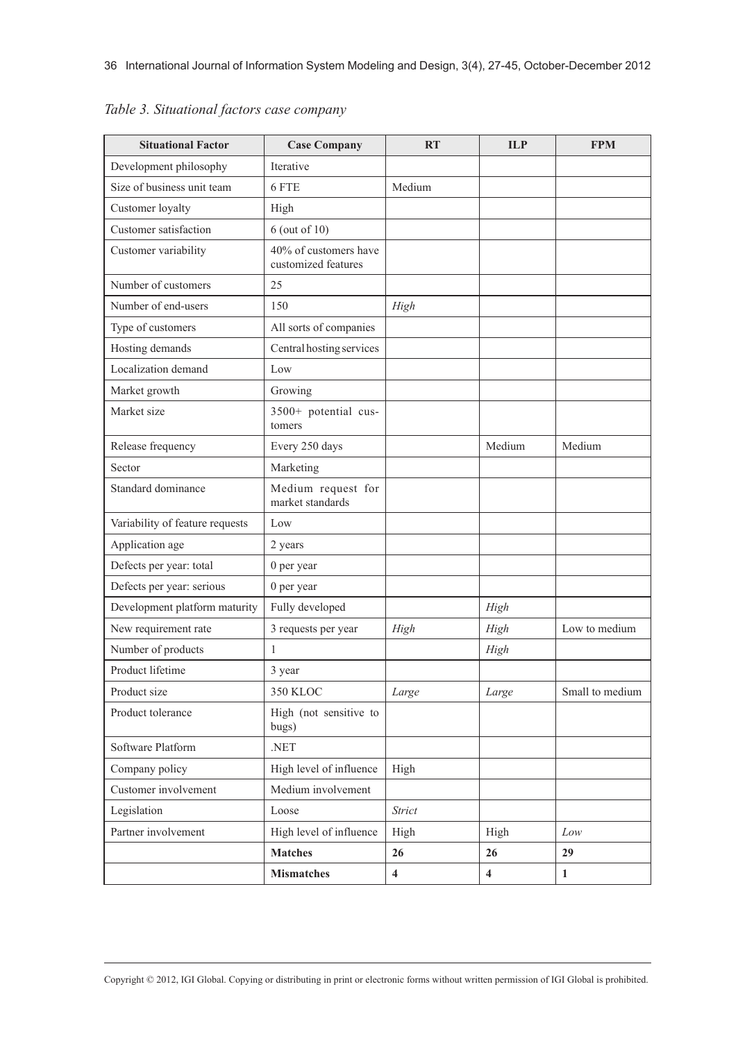*Table 3. Situational factors case company*

| Situational Factor | Case Company | RT | ILP | FPM |
|---|---|---|---|---|
| Development philosophy | Iterative | | | |
| Size of business unit team | 6 FTE | Medium | | |
| Customer loyalty | High | | | |
| Customer satisfaction | 6 (out of 10) | | | |
| Customer variability | 40% of customers have customized features | | | |
| Number of customers | 25 | | | |
| Number of end-users | 150 | *High* | | |
| Type of customers | All sorts of companies | | | |
| Hosting demands | Central hosting services | | | |
| Localization demand | Low | | | |
| Market growth | Growing | | | |
| Market size | 3500+ potential customers | | | |
| Release frequency | Every 250 days | | Medium | Medium |
| Sector | Marketing | | | |
| Standard dominance | Medium request for market standards | | | |
| Variability of feature requests | Low | | | |
| Application age | 2 years | | | |
| Defects per year: total | 0 per year | | | |
| Defects per year: serious | 0 per year | | | |
| Development platform maturity | Fully developed | | *High* | |
| New requirement rate | 3 requests per year | *High* | *High* | Low to medium |
| Number of products | 1 | | *High* | |
| Product lifetime | 3 year | | | |
| Product size | 350 KLOC | *Large* | *Large* | Small to medium |
| Product tolerance | High (not sensitive to bugs) | | | |
| Software Platform | .NET | | | |
| Company policy | High level of influence | High | | |
| Customer involvement | Medium involvement | | | |
| Legislation | Loose | *Strict* | | |
| Partner involvement | High level of influence | High | High | *Low* |
| | **Matches** | **26** | **26** | **29** |
| | **Mismatches** | **4** | **4** | **1** |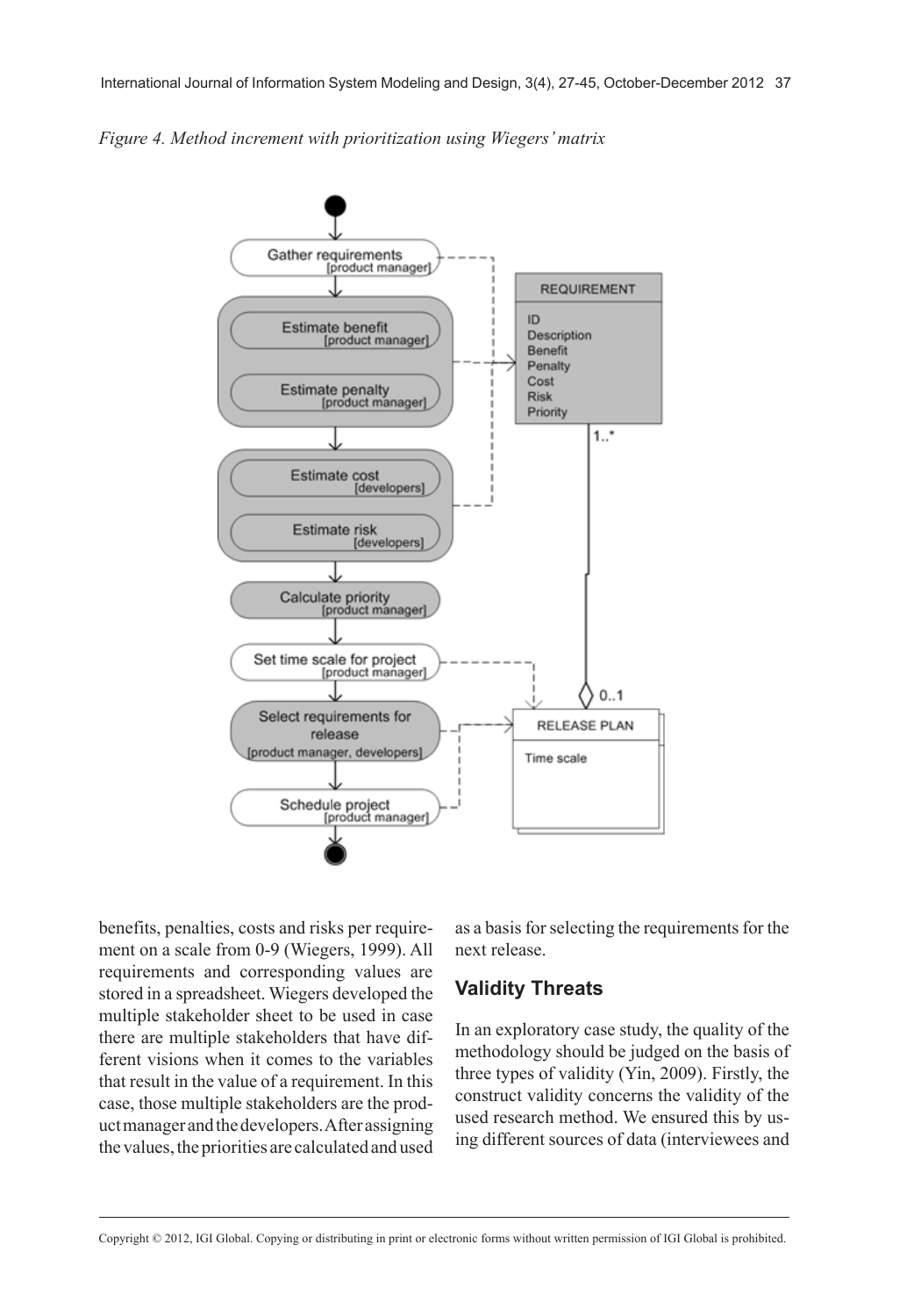*Figure 4. Method increment with prioritization using Wiegers' matrix*

benefits, penalties, costs and risks per requirement on a scale from 0-9 (Wiegers, 1999). All requirements and corresponding values are stored in a spreadsheet. Wiegers developed the multiple stakeholder sheet to be used in case there are multiple stakeholders that have different visions when it comes to the variables that result in the value of a requirement. In this case, those multiple stakeholders are the product manager and the developers. After assigning the values, the priorities are calculated and used as a basis for selecting the requirements for the next release.

## Validity Threats

In an exploratory case study, the quality of the methodology should be judged on the basis of three types of validity (Yin, 2009). Firstly, the construct validity concerns the validity of the used research method. We ensured this by using different sources of data (interviewees and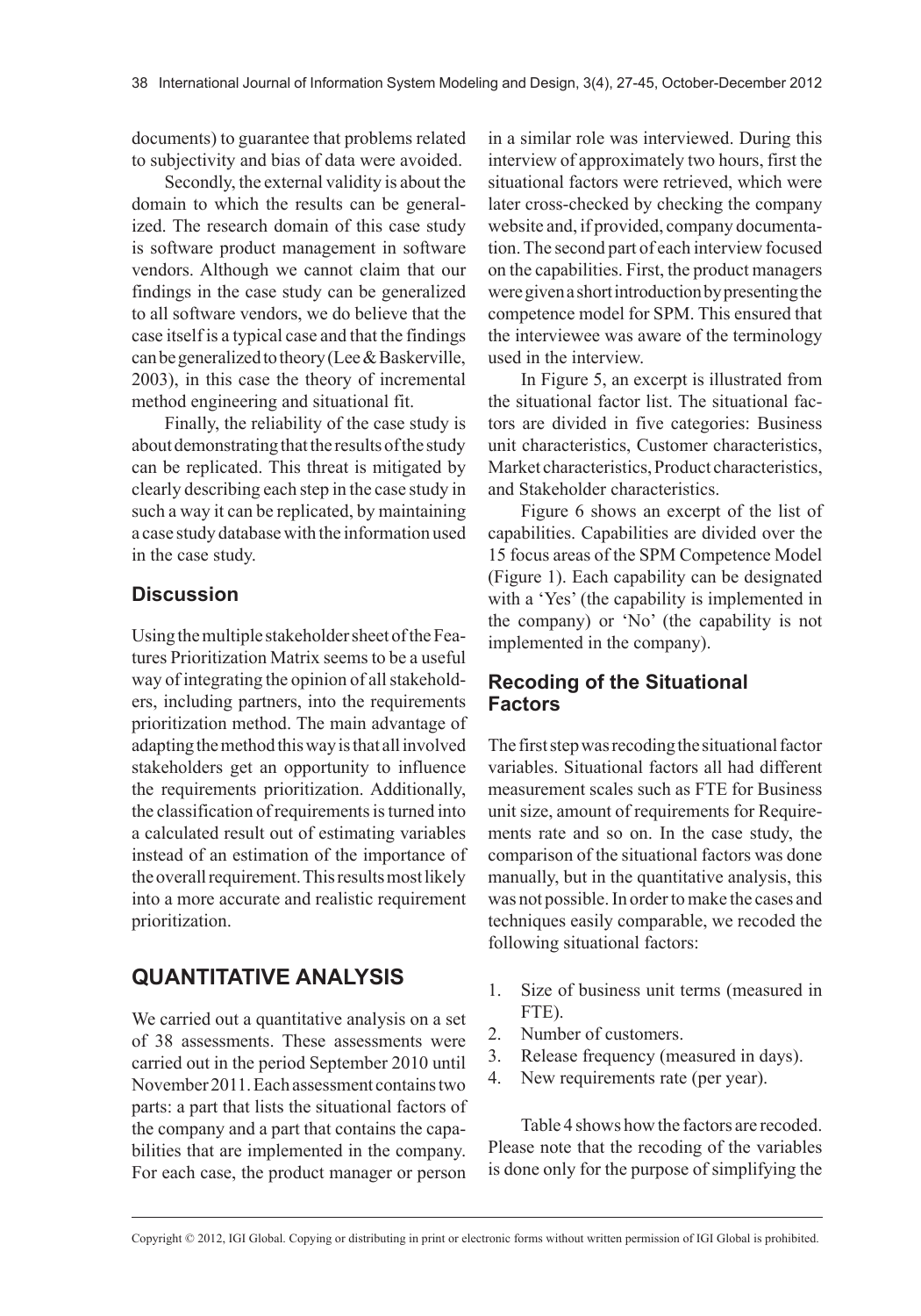documents) to guarantee that problems related to subjectivity and bias of data were avoided.

Secondly, the external validity is about the domain to which the results can be generalized. The research domain of this case study is software product management in software vendors. Although we cannot claim that our findings in the case study can be generalized to all software vendors, we do believe that the case itself is a typical case and that the findings can be generalized to theory (Lee & Baskerville, 2003), in this case the theory of incremental method engineering and situational fit.

Finally, the reliability of the case study is about demonstrating that the results of the study can be replicated. This threat is mitigated by clearly describing each step in the case study in such a way it can be replicated, by maintaining a case study database with the information used in the case study.

### Discussion

Using the multiple stakeholder sheet of the Features Prioritization Matrix seems to be a useful way of integrating the opinion of all stakeholders, including partners, into the requirements prioritization method. The main advantage of adapting the method this way is that all involved stakeholders get an opportunity to influence the requirements prioritization. Additionally, the classification of requirements is turned into a calculated result out of estimating variables instead of an estimation of the importance of the overall requirement. This results most likely into a more accurate and realistic requirement prioritization.

## QUANTITATIVE ANALYSIS

We carried out a quantitative analysis on a set of 38 assessments. These assessments were carried out in the period September 2010 until November 2011. Each assessment contains two parts: a part that lists the situational factors of the company and a part that contains the capabilities that are implemented in the company. For each case, the product manager or person in a similar role was interviewed. During this interview of approximately two hours, first the situational factors were retrieved, which were later cross-checked by checking the company website and, if provided, company documentation. The second part of each interview focused on the capabilities. First, the product managers were given a short introduction by presenting the competence model for SPM. This ensured that the interviewee was aware of the terminology used in the interview.

In Figure 5, an excerpt is illustrated from the situational factor list. The situational factors are divided in five categories: Business unit characteristics, Customer characteristics, Market characteristics, Product characteristics, and Stakeholder characteristics.

Figure 6 shows an excerpt of the list of capabilities. Capabilities are divided over the 15 focus areas of the SPM Competence Model (Figure 1). Each capability can be designated with a 'Yes' (the capability is implemented in the company) or 'No' (the capability is not implemented in the company).

### Recoding of the Situational Factors

The first step was recoding the situational factor variables. Situational factors all had different measurement scales such as FTE for Business unit size, amount of requirements for Requirements rate and so on. In the case study, the comparison of the situational factors was done manually, but in the quantitative analysis, this was not possible. In order to make the cases and techniques easily comparable, we recoded the following situational factors:

1. Size of business unit terms (measured in FTE).
2. Number of customers.
3. Release frequency (measured in days).
4. New requirements rate (per year).

Table 4 shows how the factors are recoded. Please note that the recoding of the variables is done only for the purpose of simplifying the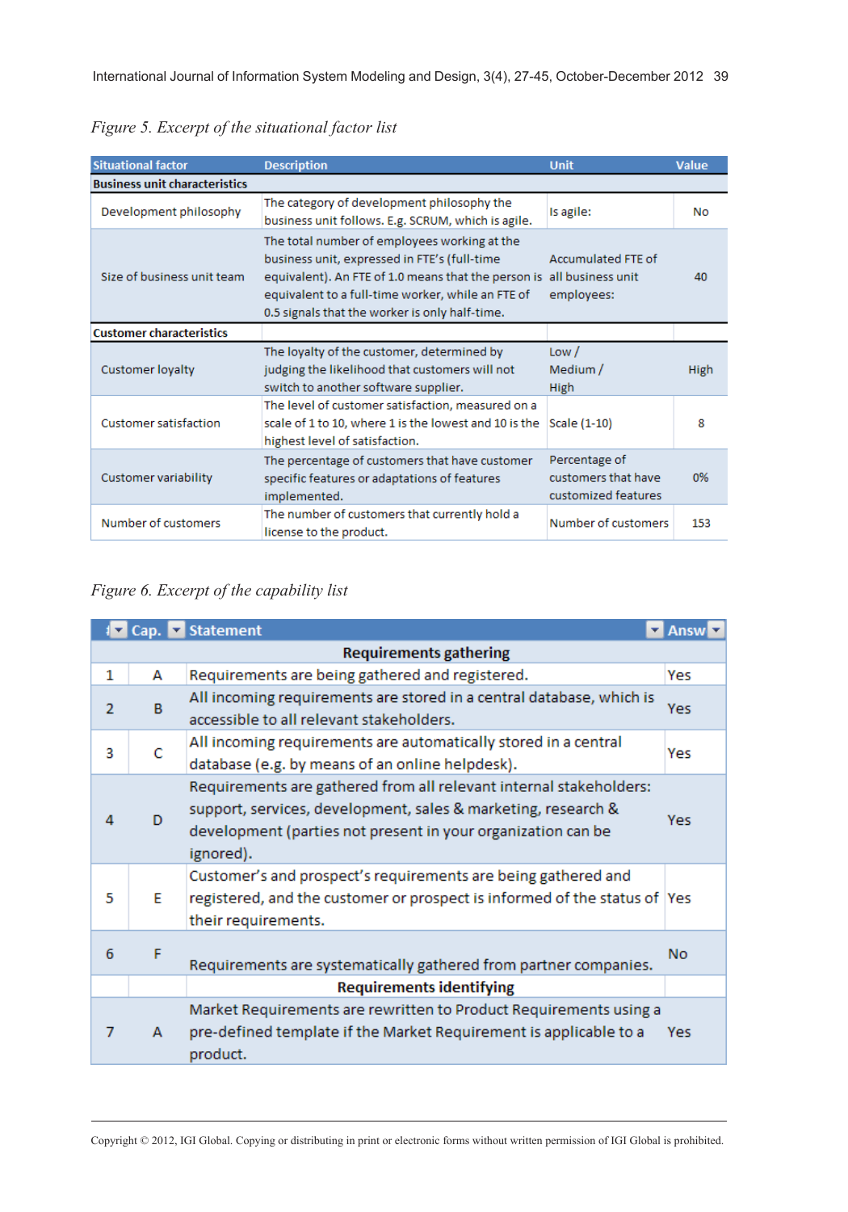*Figure 5. Excerpt of the situational factor list*

| Situational factor | Description | Unit | Value |
|---|---|---|---|
| **Business unit characteristics** | | | |
| Development philosophy | The category of development philosophy the business unit follows. E.g. SCRUM, which is agile. | Is agile: | No |
| Size of business unit team | The total number of employees working at the business unit, expressed in FTE's (full-time equivalent). An FTE of 1.0 means that the person is equivalent to a full-time worker, while an FTE of 0.5 signals that the worker is only half-time. | Accumulated FTE of all business unit employees: | 40 |
| **Customer characteristics** | | | |
| Customer loyalty | The loyalty of the customer, determined by judging the likelihood that customers will not switch to another software supplier. | Low / Medium / High | High |
| Customer satisfaction | The level of customer satisfaction, measured on a scale of 1 to 10, where 1 is the lowest and 10 is the highest level of satisfaction. | Scale (1-10) | 8 |
| Customer variability | The percentage of customers that have customer specific features or adaptations of features implemented. | Percentage of customers that have customized features | 0% |
| Number of customers | The number of customers that currently hold a license to the product. | Number of customers | 153 |

*Figure 6. Excerpt of the capability list*

| # | Cap. | Statement | Answ |
|---|---|---|---|
| | | **Requirements gathering** | |
| 1 | A | Requirements are being gathered and registered. | Yes |
| 2 | B | All incoming requirements are stored in a central database, which is accessible to all relevant stakeholders. | Yes |
| 3 | C | All incoming requirements are automatically stored in a central database (e.g. by means of an online helpdesk). | Yes |
| 4 | D | Requirements are gathered from all relevant internal stakeholders: support, services, development, sales & marketing, research & development (parties not present in your organization can be ignored). | Yes |
| 5 | E | Customer's and prospect's requirements are being gathered and registered, and the customer or prospect is informed of the status of their requirements. | Yes |
| 6 | F | Requirements are systematically gathered from partner companies. | No |
| | | **Requirements identifying** | |
| 7 | A | Market Requirements are rewritten to Product Requirements using a pre-defined template if the Market Requirement is applicable to a product. | Yes |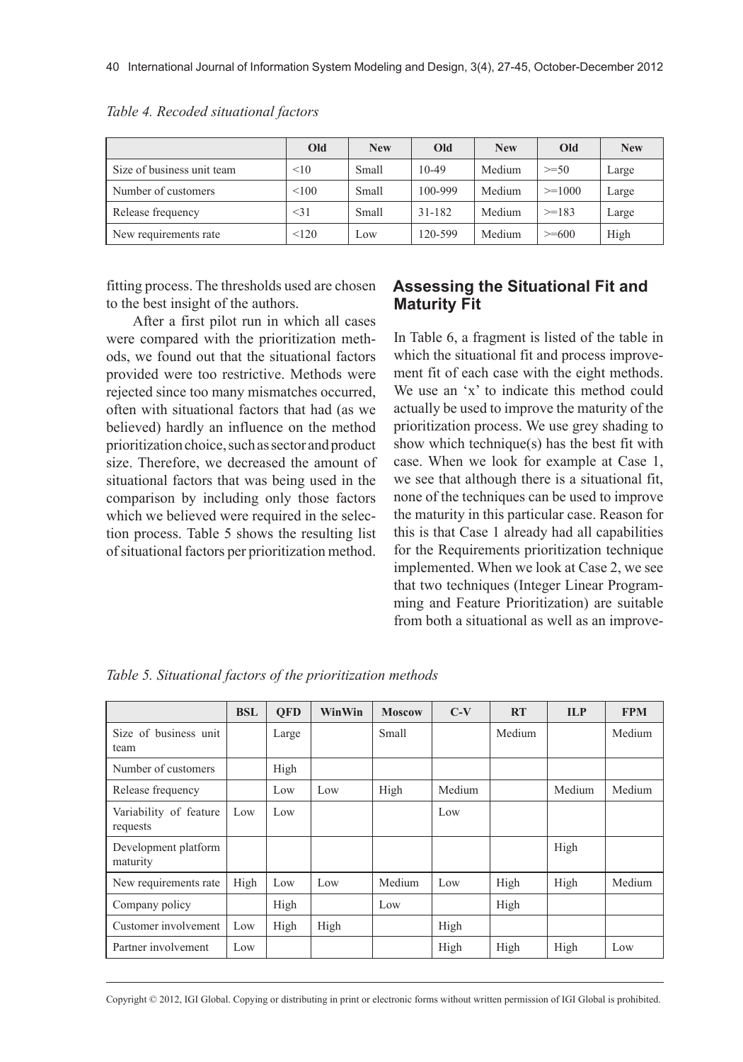*Table 4. Recoded situational factors*

| | Old | New | Old | New | Old | New |
|---|---|---|---|---|---|---|
| Size of business unit team | <10 | Small | 10-49 | Medium | >=50 | Large |
| Number of customers | <100 | Small | 100-999 | Medium | >=1000 | Large |
| Release frequency | <31 | Small | 31-182 | Medium | >=183 | Large |
| New requirements rate | <120 | Low | 120-599 | Medium | >=600 | High |

fitting process. The thresholds used are chosen to the best insight of the authors.

After a first pilot run in which all cases were compared with the prioritization methods, we found out that the situational factors provided were too restrictive. Methods were rejected since too many mismatches occurred, often with situational factors that had (as we believed) hardly an influence on the method prioritization choice, such as sector and product size. Therefore, we decreased the amount of situational factors that was being used in the comparison by including only those factors which we believed were required in the selection process. Table 5 shows the resulting list of situational factors per prioritization method.

## Assessing the Situational Fit and Maturity Fit

In Table 6, a fragment is listed of the table in which the situational fit and process improvement fit of each case with the eight methods. We use an 'x' to indicate this method could actually be used to improve the maturity of the prioritization process. We use grey shading to show which technique(s) has the best fit with case. When we look for example at Case 1, we see that although there is a situational fit, none of the techniques can be used to improve the maturity in this particular case. Reason for this is that Case 1 already had all capabilities for the Requirements prioritization technique implemented. When we look at Case 2, we see that two techniques (Integer Linear Programming and Feature Prioritization) are suitable from both a situational as well as an improve-

*Table 5. Situational factors of the prioritization methods*

| | BSL | QFD | WinWin | Moscow | C-V | RT | ILP | FPM |
|---|---|---|---|---|---|---|---|---|
| Size of business unit team | | Large | | Small | | Medium | | Medium |
| Number of customers | | High | | | | | | |
| Release frequency | | Low | Low | High | Medium | | Medium | Medium |
| Variability of feature requests | Low | Low | | | Low | | | |
| Development platform maturity | | | | | | | High | |
| New requirements rate | High | Low | Low | Medium | Low | High | High | Medium |
| Company policy | | High | | Low | | High | | |
| Customer involvement | Low | High | High | | High | | | |
| Partner involvement | Low | | | | High | High | High | Low |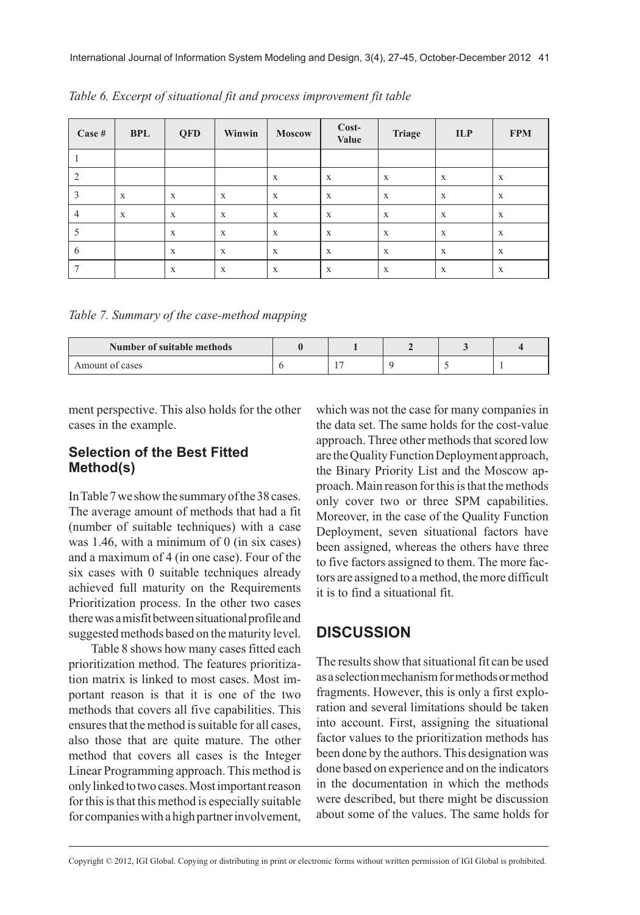Table 6. Excerpt of situational fit and process improvement fit table

| Case # | BPL | QFD | Winwin | Moscow | Cost-Value | Triage | ILP | FPM |
|---|---|---|---|---|---|---|---|---|
| 1 | | | | | | | | |
| 2 | | | | x | x | x | x | x |
| 3 | x | x | x | x | x | x | x | x |
| 4 | x | x | x | x | x | x | x | x |
| 5 | | x | x | x | x | x | x | x |
| 6 | | x | x | x | x | x | x | x |
| 7 | | x | x | x | x | x | x | x |

Table 7. Summary of the case-method mapping

| Number of suitable methods | 0 | 1 | 2 | 3 | 4 |
|---|---|---|---|---|---|
| Amount of cases | 6 | 17 | 9 | 5 | 1 |

ment perspective. This also holds for the other cases in the example.

## Selection of the Best Fitted Method(s)

In Table 7 we show the summary of the 38 cases. The average amount of methods that had a fit (number of suitable techniques) with a case was 1.46, with a minimum of 0 (in six cases) and a maximum of 4 (in one case). Four of the six cases with 0 suitable techniques already achieved full maturity on the Requirements Prioritization process. In the other two cases there was a misfit between situational profile and suggested methods based on the maturity level.

Table 8 shows how many cases fitted each prioritization method. The features prioritization matrix is linked to most cases. Most important reason is that it is one of the two methods that covers all five capabilities. This ensures that the method is suitable for all cases, also those that are quite mature. The other method that covers all cases is the Integer Linear Programming approach. This method is only linked to two cases. Most important reason for this is that this method is especially suitable for companies with a high partner involvement, which was not the case for many companies in the data set. The same holds for the cost-value approach. Three other methods that scored low are the Quality Function Deployment approach, the Binary Priority List and the Moscow approach. Main reason for this is that the methods only cover two or three SPM capabilities. Moreover, in the case of the Quality Function Deployment, seven situational factors have been assigned, whereas the others have three to five factors assigned to them. The more factors are assigned to a method, the more difficult it is to find a situational fit.

# DISCUSSION

The results show that situational fit can be used as a selection mechanism for methods or method fragments. However, this is only a first exploration and several limitations should be taken into account. First, assigning the situational factor values to the prioritization methods has been done by the authors. This designation was done based on experience and on the indicators in the documentation in which the methods were described, but there might be discussion about some of the values. The same holds for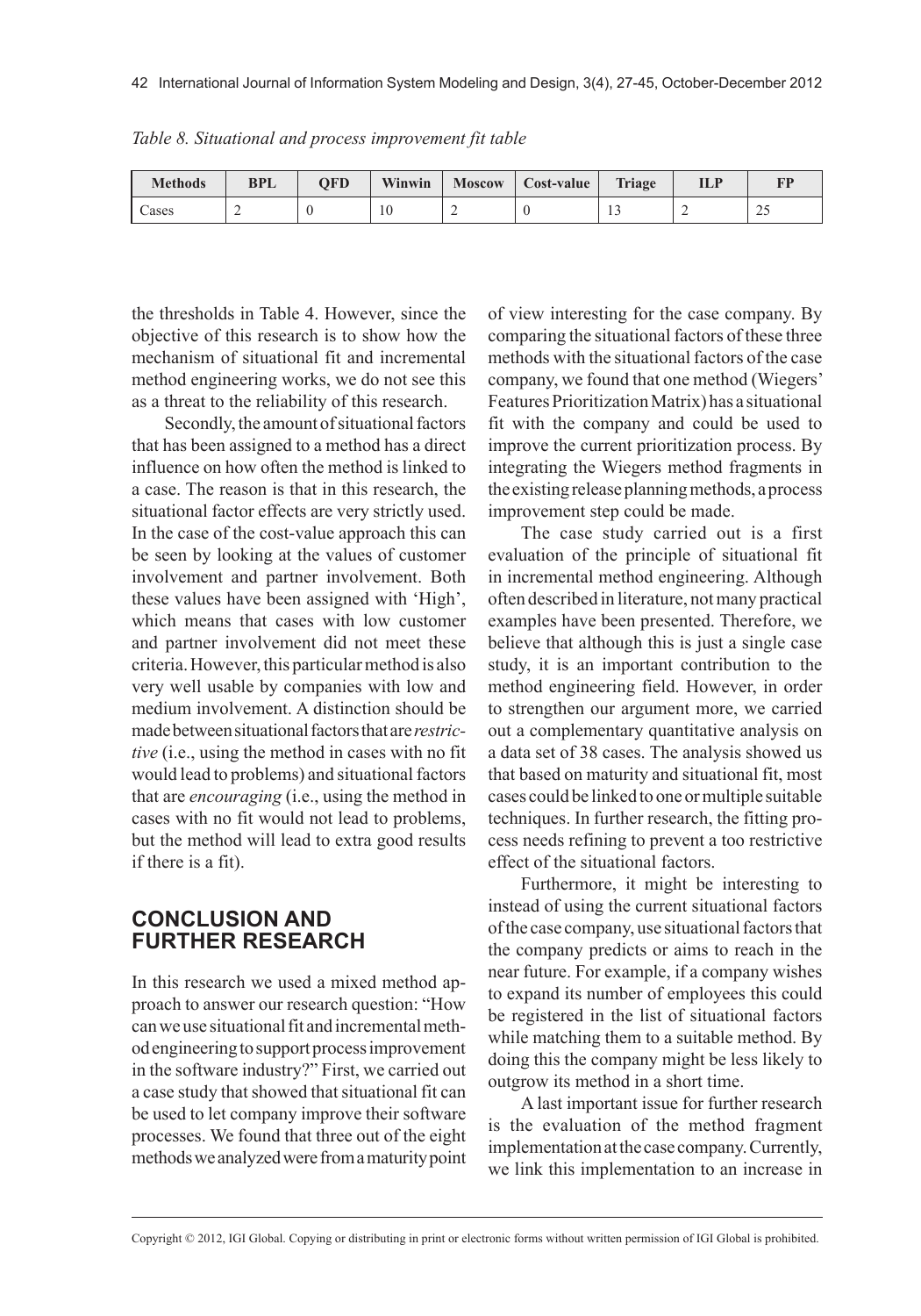*Table 8. Situational and process improvement fit table*

| Methods | BPL | QFD | Winwin | Moscow | Cost-value | Triage | ILP | FP |
|---|---|---|---|---|---|---|---|---|
| Cases | 2 | 0 | 10 | 2 | 0 | 13 | 2 | 25 |

the thresholds in Table 4. However, since the objective of this research is to show how the mechanism of situational fit and incremental method engineering works, we do not see this as a threat to the reliability of this research.

Secondly, the amount of situational factors that has been assigned to a method has a direct influence on how often the method is linked to a case. The reason is that in this research, the situational factor effects are very strictly used. In the case of the cost-value approach this can be seen by looking at the values of customer involvement and partner involvement. Both these values have been assigned with 'High', which means that cases with low customer and partner involvement did not meet these criteria. However, this particular method is also very well usable by companies with low and medium involvement. A distinction should be made between situational factors that are *restrictive* (i.e., using the method in cases with no fit would lead to problems) and situational factors that are *encouraging* (i.e., using the method in cases with no fit would not lead to problems, but the method will lead to extra good results if there is a fit).

## CONCLUSION AND FURTHER RESEARCH

In this research we used a mixed method approach to answer our research question: "How can we use situational fit and incremental method engineering to support process improvement in the software industry?" First, we carried out a case study that showed that situational fit can be used to let company improve their software processes. We found that three out of the eight methods we analyzed were from a maturity point of view interesting for the case company. By comparing the situational factors of these three methods with the situational factors of the case company, we found that one method (Wiegers' Features Prioritization Matrix) has a situational fit with the company and could be used to improve the current prioritization process. By integrating the Wiegers method fragments in the existing release planning methods, a process improvement step could be made.

The case study carried out is a first evaluation of the principle of situational fit in incremental method engineering. Although often described in literature, not many practical examples have been presented. Therefore, we believe that although this is just a single case study, it is an important contribution to the method engineering field. However, in order to strengthen our argument more, we carried out a complementary quantitative analysis on a data set of 38 cases. The analysis showed us that based on maturity and situational fit, most cases could be linked to one or multiple suitable techniques. In further research, the fitting process needs refining to prevent a too restrictive effect of the situational factors.

Furthermore, it might be interesting to instead of using the current situational factors of the case company, use situational factors that the company predicts or aims to reach in the near future. For example, if a company wishes to expand its number of employees this could be registered in the list of situational factors while matching them to a suitable method. By doing this the company might be less likely to outgrow its method in a short time.

A last important issue for further research is the evaluation of the method fragment implementation at the case company. Currently, we link this implementation to an increase in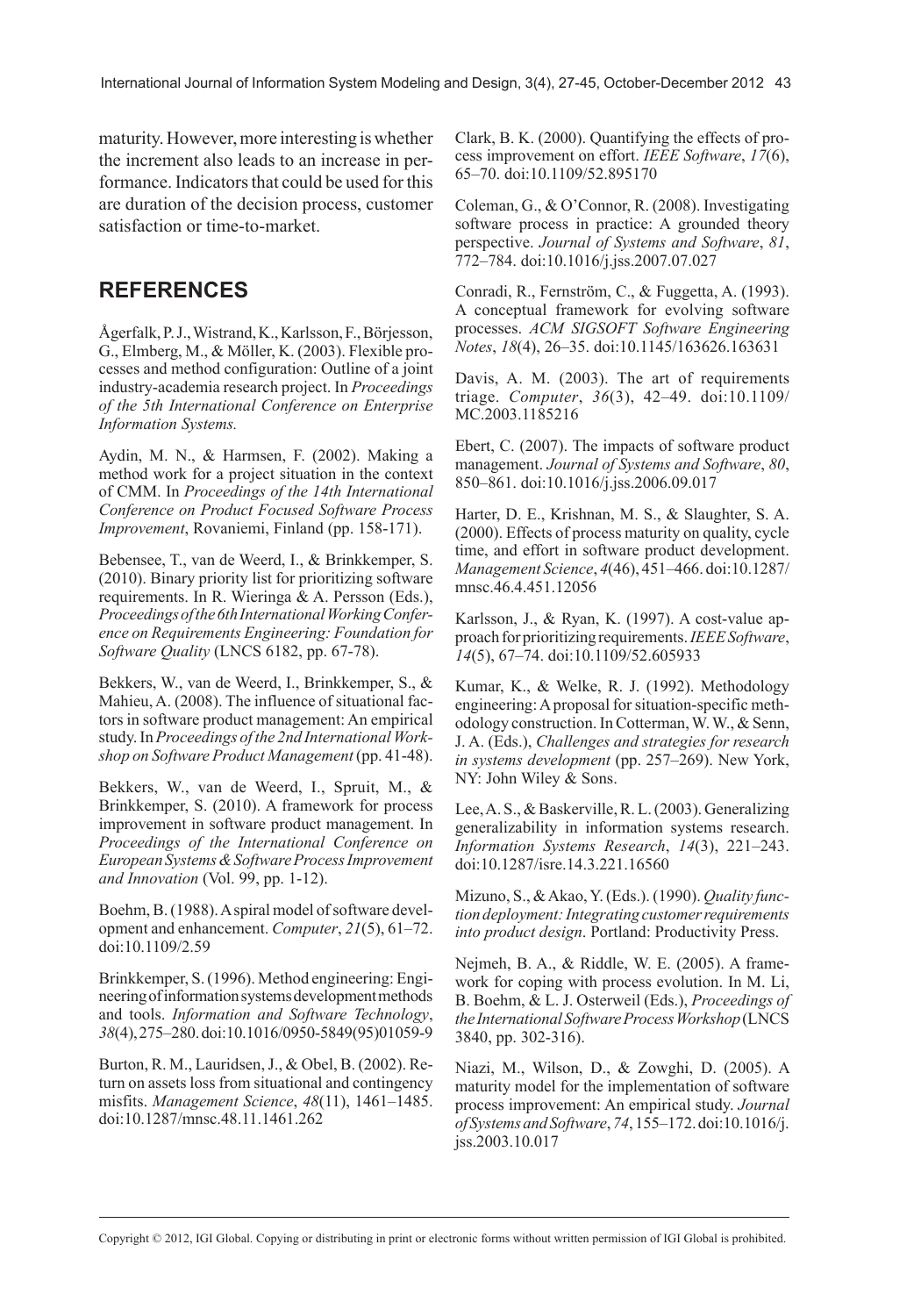maturity. However, more interesting is whether the increment also leads to an increase in performance. Indicators that could be used for this are duration of the decision process, customer satisfaction or time-to-market.

## REFERENCES

Ågerfalk, P. J., Wistrand, K., Karlsson, F., Börjesson, G., Elmberg, M., & Möller, K. (2003). Flexible processes and method configuration: Outline of a joint industry-academia research project. In *Proceedings of the 5th International Conference on Enterprise Information Systems.*

Aydin, M. N., & Harmsen, F. (2002). Making a method work for a project situation in the context of CMM. In *Proceedings of the 14th International Conference on Product Focused Software Process Improvement*, Rovaniemi, Finland (pp. 158-171).

Bebensee, T., van de Weerd, I., & Brinkkemper, S. (2010). Binary priority list for prioritizing software requirements. In R. Wieringa & A. Persson (Eds.), *Proceedings of the 6th International Working Conference on Requirements Engineering: Foundation for Software Quality* (LNCS 6182, pp. 67-78).

Bekkers, W., van de Weerd, I., Brinkkemper, S., & Mahieu, A. (2008). The influence of situational factors in software product management: An empirical study. In *Proceedings of the 2nd International Workshop on Software Product Management* (pp. 41-48).

Bekkers, W., van de Weerd, I., Spruit, M., & Brinkkemper, S. (2010). A framework for process improvement in software product management. In *Proceedings of the International Conference on European Systems & Software Process Improvement and Innovation* (Vol. 99, pp. 1-12).

Boehm, B. (1988). A spiral model of software development and enhancement. *Computer*, *21*(5), 61–72. doi:10.1109/2.59

Brinkkemper, S. (1996). Method engineering: Engineering of information systems development methods and tools. *Information and Software Technology*, *38*(4), 275–280. doi:10.1016/0950-5849(95)01059-9

Burton, R. M., Lauridsen, J., & Obel, B. (2002). Return on assets loss from situational and contingency misfits. *Management Science*, *48*(11), 1461–1485. doi:10.1287/mnsc.48.11.1461.262

Clark, B. K. (2000). Quantifying the effects of process improvement on effort. *IEEE Software*, *17*(6), 65–70. doi:10.1109/52.895170

Coleman, G., & O'Connor, R. (2008). Investigating software process in practice: A grounded theory perspective. *Journal of Systems and Software*, *81*, 772–784. doi:10.1016/j.jss.2007.07.027

Conradi, R., Fernström, C., & Fuggetta, A. (1993). A conceptual framework for evolving software processes. *ACM SIGSOFT Software Engineering Notes*, *18*(4), 26–35. doi:10.1145/163626.163631

Davis, A. M. (2003). The art of requirements triage. *Computer*, *36*(3), 42–49. doi:10.1109/MC.2003.1185216

Ebert, C. (2007). The impacts of software product management. *Journal of Systems and Software*, *80*, 850–861. doi:10.1016/j.jss.2006.09.017

Harter, D. E., Krishnan, M. S., & Slaughter, S. A. (2000). Effects of process maturity on quality, cycle time, and effort in software product development. *Management Science*, *4*(46), 451–466. doi:10.1287/mnsc.46.4.451.12056

Karlsson, J., & Ryan, K. (1997). A cost-value approach for prioritizing requirements. *IEEE Software*, *14*(5), 67–74. doi:10.1109/52.605933

Kumar, K., & Welke, R. J. (1992). Methodology engineering: A proposal for situation-specific methodology construction. In Cotterman, W. W., & Senn, J. A. (Eds.), *Challenges and strategies for research in systems development* (pp. 257–269). New York, NY: John Wiley & Sons.

Lee, A. S., & Baskerville, R. L. (2003). Generalizing generalizability in information systems research. *Information Systems Research*, *14*(3), 221–243. doi:10.1287/isre.14.3.221.16560

Mizuno, S., & Akao, Y. (Eds.). (1990). *Quality function deployment: Integrating customer requirements into product design*. Portland: Productivity Press.

Nejmeh, B. A., & Riddle, W. E. (2005). A framework for coping with process evolution. In M. Li, B. Boehm, & L. J. Osterweil (Eds.), *Proceedings of the International Software Process Workshop* (LNCS 3840, pp. 302-316).

Niazi, M., Wilson, D., & Zowghi, D. (2005). A maturity model for the implementation of software process improvement: An empirical study. *Journal of Systems and Software*, *74*, 155–172. doi:10.1016/j.jss.2003.10.017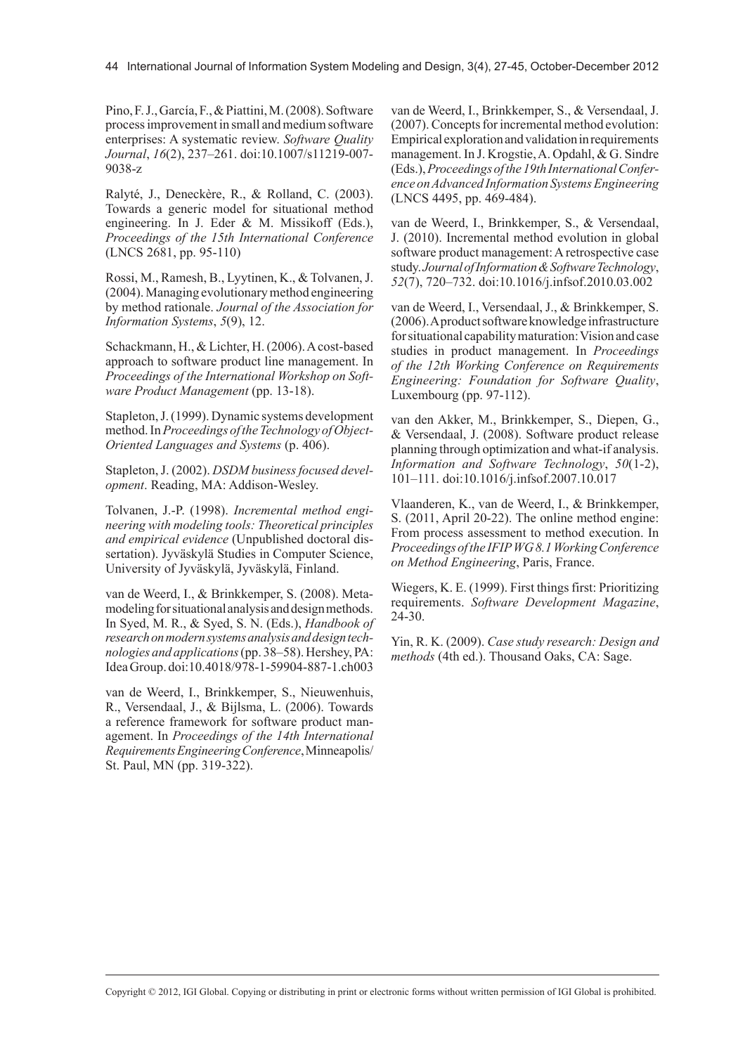Pino, F. J., García, F., & Piattini, M. (2008). Software process improvement in small and medium software enterprises: A systematic review. *Software Quality Journal*, *16*(2), 237–261. doi:10.1007/s11219-007-9038-z

Ralyté, J., Deneckère, R., & Rolland, C. (2003). Towards a generic model for situational method engineering. In J. Eder & M. Missikoff (Eds.), *Proceedings of the 15th International Conference* (LNCS 2681, pp. 95-110)

Rossi, M., Ramesh, B., Lyytinen, K., & Tolvanen, J. (2004). Managing evolutionary method engineering by method rationale. *Journal of the Association for Information Systems*, *5*(9), 12.

Schackmann, H., & Lichter, H. (2006). A cost-based approach to software product line management. In *Proceedings of the International Workshop on Software Product Management* (pp. 13-18).

Stapleton, J. (1999). Dynamic systems development method. In *Proceedings of the Technology of Object-Oriented Languages and Systems* (p. 406).

Stapleton, J. (2002). *DSDM business focused development*. Reading, MA: Addison-Wesley.

Tolvanen, J.-P. (1998). *Incremental method engineering with modeling tools: Theoretical principles and empirical evidence* (Unpublished doctoral dissertation). Jyväskylä Studies in Computer Science, University of Jyväskylä, Jyväskylä, Finland.

van de Weerd, I., & Brinkkemper, S. (2008). Meta-modeling for situational analysis and design methods. In Syed, M. R., & Syed, S. N. (Eds.), *Handbook of research on modern systems analysis and design technologies and applications* (pp. 38–58). Hershey, PA: Idea Group. doi:10.4018/978-1-59904-887-1.ch003

van de Weerd, I., Brinkkemper, S., Nieuwenhuis, R., Versendaal, J., & Bijlsma, L. (2006). Towards a reference framework for software product management. In *Proceedings of the 14th International Requirements Engineering Conference*, Minneapolis/St. Paul, MN (pp. 319-322).

van de Weerd, I., Brinkkemper, S., & Versendaal, J. (2007). Concepts for incremental method evolution: Empirical exploration and validation in requirements management. In J. Krogstie, A. Opdahl, & G. Sindre (Eds.), *Proceedings of the 19th International Conference on Advanced Information Systems Engineering* (LNCS 4495, pp. 469-484).

van de Weerd, I., Brinkkemper, S., & Versendaal, J. (2010). Incremental method evolution in global software product management: A retrospective case study. *Journal of Information & Software Technology*, *52*(7), 720–732. doi:10.1016/j.infsof.2010.03.002

van de Weerd, I., Versendaal, J., & Brinkkemper, S. (2006). A product software knowledge infrastructure for situational capability maturation: Vision and case studies in product management. In *Proceedings of the 12th Working Conference on Requirements Engineering: Foundation for Software Quality*, Luxembourg (pp. 97-112).

van den Akker, M., Brinkkemper, S., Diepen, G., & Versendaal, J. (2008). Software product release planning through optimization and what-if analysis. *Information and Software Technology*, *50*(1-2), 101–111. doi:10.1016/j.infsof.2007.10.017

Vlaanderen, K., van de Weerd, I., & Brinkkemper, S. (2011, April 20-22). The online method engine: From process assessment to method execution. In *Proceedings of the IFIP WG 8.1 Working Conference on Method Engineering*, Paris, France.

Wiegers, K. E. (1999). First things first: Prioritizing requirements. *Software Development Magazine*, 24-30.

Yin, R. K. (2009). *Case study research: Design and methods* (4th ed.). Thousand Oaks, CA: Sage.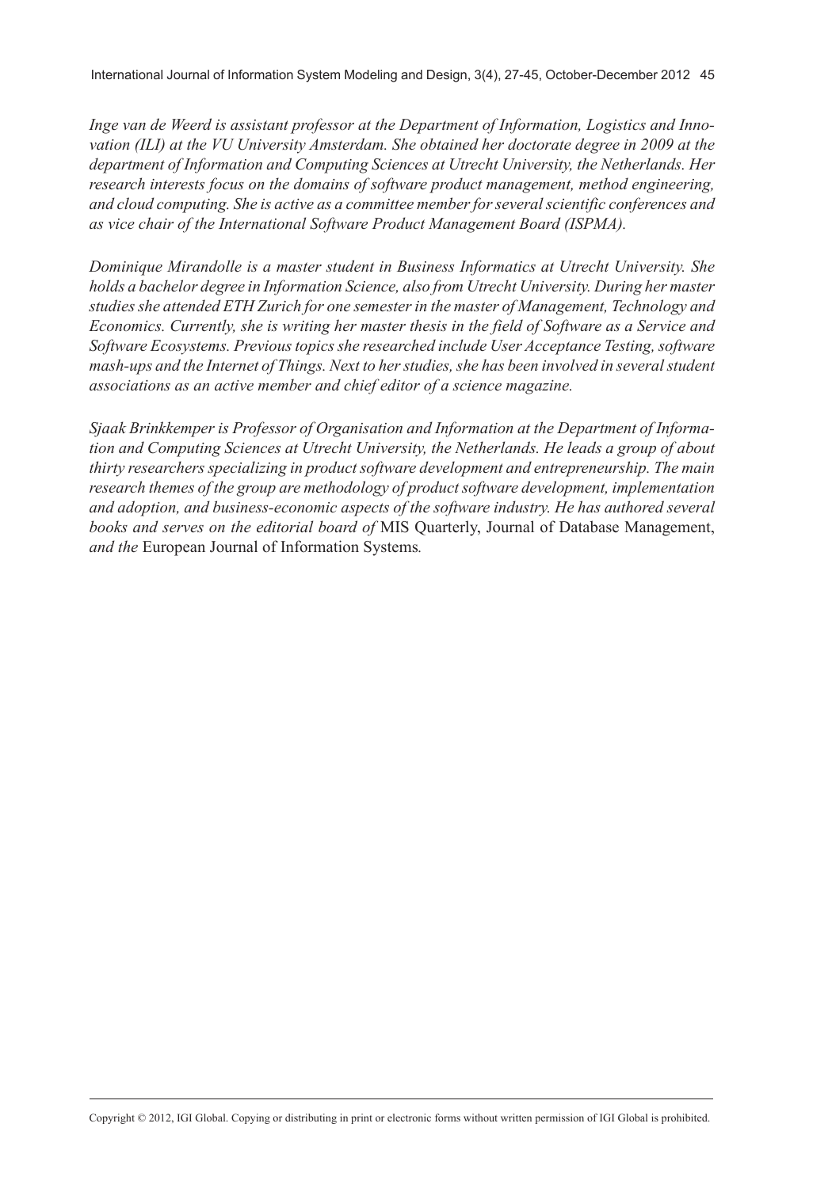*Inge van de Weerd is assistant professor at the Department of Information, Logistics and Innovation (ILI) at the VU University Amsterdam. She obtained her doctorate degree in 2009 at the department of Information and Computing Sciences at Utrecht University, the Netherlands. Her research interests focus on the domains of software product management, method engineering, and cloud computing. She is active as a committee member for several scientific conferences and as vice chair of the International Software Product Management Board (ISPMA).*

*Dominique Mirandolle is a master student in Business Informatics at Utrecht University. She holds a bachelor degree in Information Science, also from Utrecht University. During her master studies she attended ETH Zurich for one semester in the master of Management, Technology and Economics. Currently, she is writing her master thesis in the field of Software as a Service and Software Ecosystems. Previous topics she researched include User Acceptance Testing, software mash-ups and the Internet of Things. Next to her studies, she has been involved in several student associations as an active member and chief editor of a science magazine.*

*Sjaak Brinkkemper is Professor of Organisation and Information at the Department of Information and Computing Sciences at Utrecht University, the Netherlands. He leads a group of about thirty researchers specializing in product software development and entrepreneurship. The main research themes of the group are methodology of product software development, implementation and adoption, and business-economic aspects of the software industry. He has authored several books and serves on the editorial board of* MIS Quarterly, Journal of Database Management, *and the* European Journal of Information Systems*.*